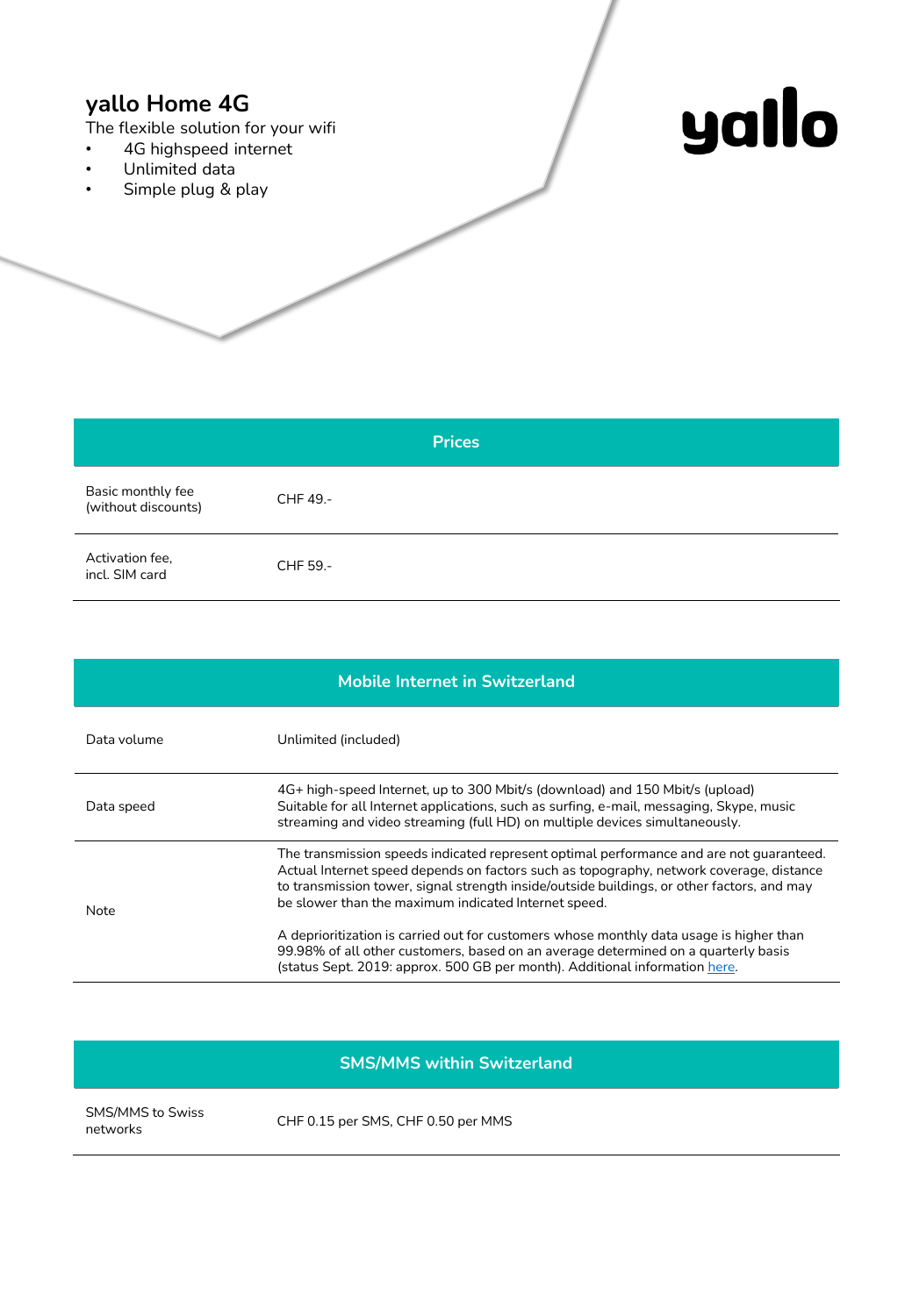# yallo Home 4G

The flexible solution for your wifi

- 4G highspeed internet
- Unlimited data
- Simple plug & play

yallo

| Prices | |
|---|---|
| Basic monthly fee (without discounts) | CHF 49.- |
| Activation fee, incl. SIM card | CHF 59.- |

| Mobile Internet in Switzerland | |
|---|---|
| Data volume | Unlimited (included) |
| Data speed | 4G+ high-speed Internet, up to 300 Mbit/s (download) and 150 Mbit/s (upload) Suitable for all Internet applications, such as surfing, e-mail, messaging, Skype, music streaming and video streaming (full HD) on multiple devices simultaneously. |
| Note | The transmission speeds indicated represent optimal performance and are not guaranteed. Actual Internet speed depends on factors such as topography, network coverage, distance to transmission tower, signal strength inside/outside buildings, or other factors, and may be slower than the maximum indicated Internet speed.<br><br>A deprioritization is carried out for customers whose monthly data usage is higher than 99.98% of all other customers, based on an average determined on a quarterly basis (status Sept. 2019: approx. 500 GB per month). Additional information here. |

| SMS/MMS within Switzerland | |
|---|---|
| SMS/MMS to Swiss networks | CHF 0.15 per SMS, CHF 0.50 per MMS |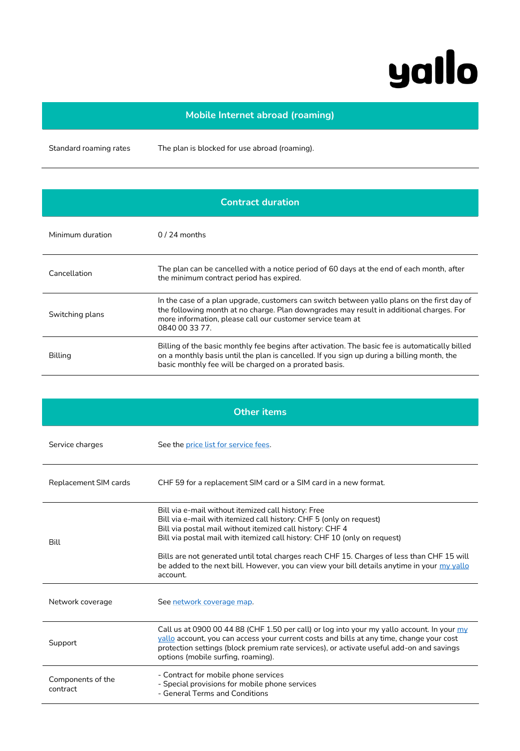yallo

| Mobile Internet abroad (roaming) | |
| --- | --- |
| Standard roaming rates | The plan is blocked for use abroad (roaming). |

| Contract duration | |
| --- | --- |
| Minimum duration | 0 / 24 months |
| Cancellation | The plan can be cancelled with a notice period of 60 days at the end of each month, after the minimum contract period has expired. |
| Switching plans | In the case of a plan upgrade, customers can switch between yallo plans on the first day of the following month at no charge. Plan downgrades may result in additional charges. For more information, please call our customer service team at 0840 00 33 77. |
| Billing | Billing of the basic monthly fee begins after activation. The basic fee is automatically billed on a monthly basis until the plan is cancelled. If you sign up during a billing month, the basic monthly fee will be charged on a prorated basis. |

| Other items | |
| --- | --- |
| Service charges | See the price list for service fees. |
| Replacement SIM cards | CHF 59 for a replacement SIM card or a SIM card in a new format. |
| Bill | Bill via e-mail without itemized call history: Free<br>Bill via e-mail with itemized call history: CHF 5 (only on request)<br>Bill via postal mail without itemized call history: CHF 4<br>Bill via postal mail with itemized call history: CHF 10 (only on request)<br><br>Bills are not generated until total charges reach CHF 15. Charges of less than CHF 15 will be added to the next bill. However, you can view your bill details anytime in your my yallo account. |
| Network coverage | See network coverage map. |
| Support | Call us at 0900 00 44 88 (CHF 1.50 per call) or log into your my yallo account. In your my yallo account, you can access your current costs and bills at any time, change your cost protection settings (block premium rate services), or activate useful add-on and savings options (mobile surfing, roaming). |
| Components of the contract | - Contract for mobile phone services<br>- Special provisions for mobile phone services<br>- General Terms and Conditions |